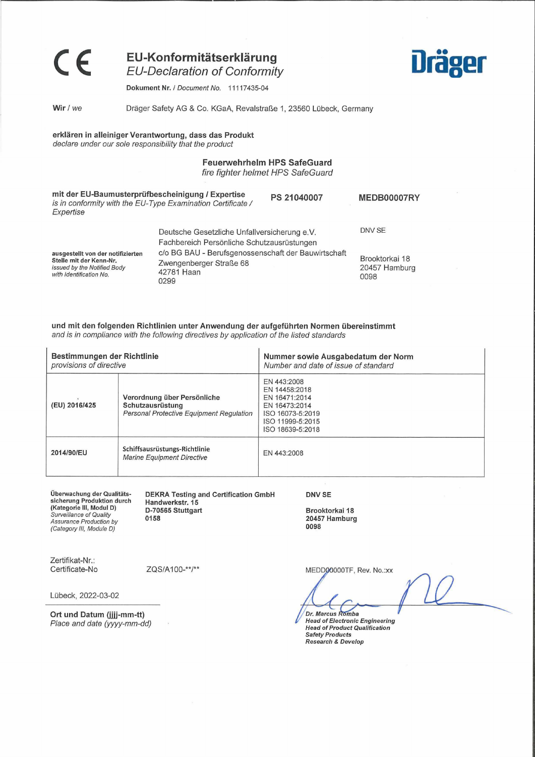CE

# EU-Konformitätserklärung
## *EU-Declaration of Conformity*

Dräger

**Dokument Nr. /** *Document No.* 11117435-04

**Wir /** *we* Dräger Safety AG & Co. KGaA, Revalstraße 1, 23560 Lübeck, Germany

**erklären in alleiniger Verantwortung, dass das Produkt**
*declare under our sole responsibility that the product*

**Feuerwehrhelm HPS SafeGuard**
*fire fighter helmet HPS SafeGuard*

**mit der EU-Baumusterprüfbescheinigung / Expertise**
*is in conformity with the EU-Type Examination Certificate / Expertise*

**PS 21040007** | **MEDB00007RY**

**ausgestellt von der notifizierten Stelle mit der Kenn-Nr.**
*issued by the Notified Body with Identification No.*

| PS 21040007 | MEDB00007RY |
|---|---|
| Deutsche Gesetzliche Unfallversicherung e.V.<br>Fachbereich Persönliche Schutzausrüstungen<br>c/o BG BAU - Berufsgenossenschaft der Bauwirtschaft<br>Zwengenberger Straße 68<br>42781 Haan<br>0299 | DNV SE<br><br>Brooktorkai 18<br>20457 Hamburg<br>0098 |

**und mit den folgenden Richtlinien unter Anwendung der aufgeführten Normen übereinstimmt**
*and is in compliance with the following directives by application of the listed standards*

| **Bestimmungen der Richtlinie**<br>*provisions of directive* | | **Nummer sowie Ausgabedatum der Norm**<br>*Number and date of issue of standard* |
|---|---|---|
| **(EU) 2016/425** | Verordnung über Persönliche Schutzausrüstung<br>*Personal Protective Equipment Regulation* | EN 443:2008<br>EN 14458:2018<br>EN 16471:2014<br>EN 16473:2014<br>ISO 16073-5:2019<br>ISO 11999-5:2015<br>ISO 18639-5:2018 |
| **2014/90/EU** | Schiffsausrüstungs-Richtlinie<br>*Marine Equipment Directive* | EN 443:2008 |

**Überwachung der Qualitätssicherung Produktion durch (Kategorie III, Modul D)**
*Surveillance of Quality Assurance Production by (Category III, Module D)*

| | |
|---|---|
| **DEKRA Testing and Certification GmbH**<br>**Handwerkstr. 15**<br>**D-70565 Stuttgart**<br>**0158** | **DNV SE**<br><br>**Brooktorkai 18**<br>**20457 Hamburg**<br>**0098** |

Zertifikat-Nr.:
Certificate-No  ZQS/A100-**/**  MEDD00000TF, Rev. No.:xx

Lübeck, 2022-03-02

**Ort und Datum (jjjj-mm-tt)**
*Place and date (yyyy-mm-dd)*

***Dr. Marcus Romba***
***Head of Electronic Engineering***
***Head of Product Qualification***
***Safety Products***
***Research & Develop***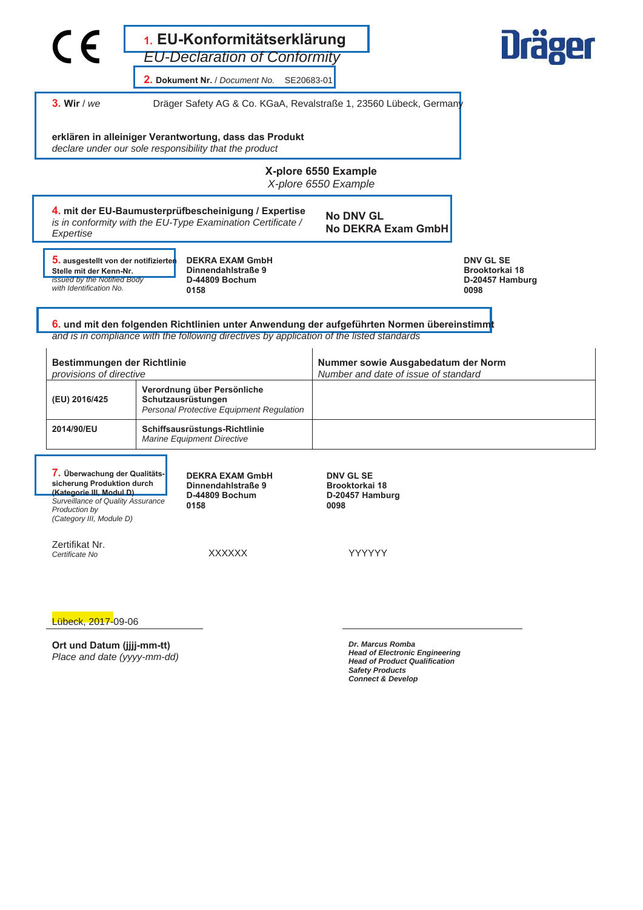CE

# 1. EU-Konformitätserklärung
*EU-Declaration of Conformity*

**2. Dokument Nr.** / *Document No.* SE20683-01

Dräger

**3. Wir** / *we* Dräger Safety AG & Co. KGaA, Revalstraße 1, 23560 Lübeck, Germany

**erklären in alleiniger Verantwortung, dass das Produkt**
*declare under our sole responsibility that the product*

**X-plore 6550 Example**
*X-plore 6550 Example*

**4. mit der EU-Baumusterprüfbescheinigung / Expertise**
*is in conformity with the EU-Type Examination Certificate / Expertise*

**No DNV GL**
**No DEKRA Exam GmbH**

**5. ausgestellt von der notifizierten Stelle mit der Kenn-Nr.**
*issued by the Notified Body with Identification No.*

**DEKRA EXAM GmbH**
**Dinnendahlstraße 9**
**D-44809 Bochum**
**0158**

**DNV GL SE**
**Brooktorkai 18**
**D-20457 Hamburg**
**0098**

**6. und mit den folgenden Richtlinien unter Anwendung der aufgeführten Normen übereinstimmt**
*and is in compliance with the following directives by application of the listed standards*

| **Bestimmungen der Richtlinie** *provisions of directive* | | **Nummer sowie Ausgabedatum der Norm** *Number and date of issue of standard* |
|---|---|---|
| **(EU) 2016/425** | **Verordnung über Persönliche Schutzausrüstungen** *Personal Protective Equipment Regulation* | |
| **2014/90/EU** | **Schiffsausrüstungs-Richtlinie** *Marine Equipment Directive* | |

**7. Überwachung der Qualitätssicherung Produktion durch (Kategorie III, Modul D)**
*Surveillance of Quality Assurance Production by (Category III, Module D)*

**DEKRA EXAM GmbH**
**Dinnendahlstraße 9**
**D-44809 Bochum**
**0158**

**DNV GL SE**
**Brooktorkai 18**
**D-20457 Hamburg**
**0098**

Zertifikat Nr.
*Certificate No*

XXXXXX

YYYYYY

Lübeck, 2017-09-06

**Ort und Datum (jjjj-mm-tt)**
*Place and date (yyyy-mm-dd)*

***Dr. Marcus Romba***
***Head of Electronic Engineering***
***Head of Product Qualification***
***Safety Products***
***Connect & Develop***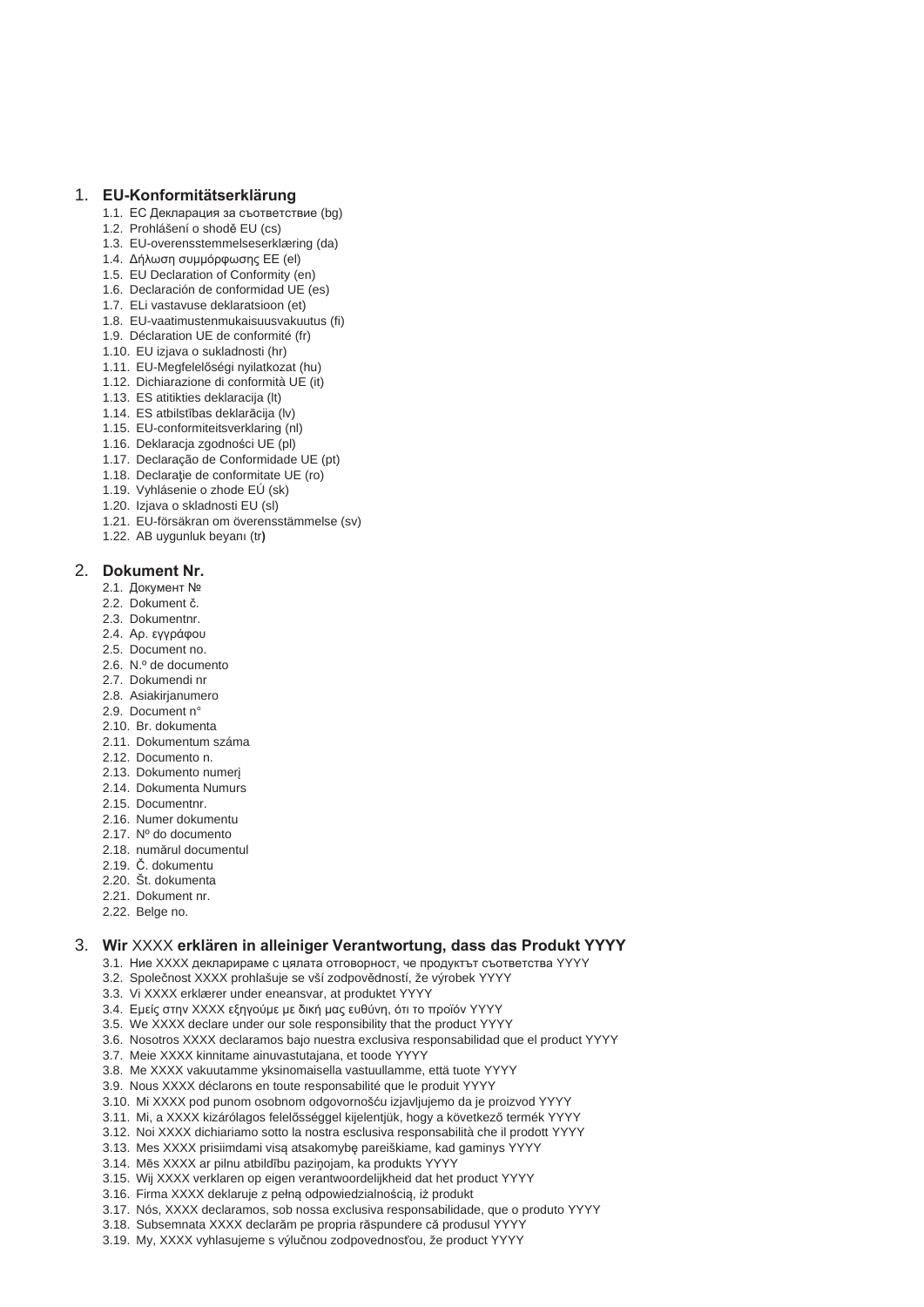1. **EU-Konformitätserklärung**
   1.1. ЕС Декларация за съответствие (bg)
   1.2. Prohlášení o shodě EU (cs)
   1.3. EU-overensstemmelseserklæring (da)
   1.4. Δήλωση συμμόρφωσης ΕΕ (el)
   1.5. EU Declaration of Conformity (en)
   1.6. Declaración de conformidad UE (es)
   1.7. ELi vastavuse deklaratsioon (et)
   1.8. EU-vaatimustenmukaisuusvakuutus (fi)
   1.9. Déclaration UE de conformité (fr)
   1.10. EU izjava o sukladnosti (hr)
   1.11. EU-Megfelelőségi nyilatkozat (hu)
   1.12. Dichiarazione di conformità UE (it)
   1.13. ES atitikties deklaracija (lt)
   1.14. ES atbilstības deklarācija (lv)
   1.15. EU-conformiteitsverklaring (nl)
   1.16. Deklaracja zgodności UE (pl)
   1.17. Declaração de Conformidade UE (pt)
   1.18. Declaraţie de conformitate UE (ro)
   1.19. Vyhlásenie o zhode EÚ (sk)
   1.20. Izjava o skladnosti EU (sl)
   1.21. EU-försäkran om överensstämmelse (sv)
   1.22. AB uygunluk beyanı (tr)

2. **Dokument Nr.**
   2.1. Документ №
   2.2. Dokument č.
   2.3. Dokumentnr.
   2.4. Αρ. εγγράφου
   2.5. Document no.
   2.6. N.º de documento
   2.7. Dokumendi nr
   2.8. Asiakirjanumero
   2.9. Document n°
   2.10. Br. dokumenta
   2.11. Dokumentum száma
   2.12. Documento n.
   2.13. Dokumento numerį
   2.14. Dokumenta Numurs
   2.15. Documentnr.
   2.16. Numer dokumentu
   2.17. Nº do documento
   2.18. numărul documentul
   2.19. Č. dokumentu
   2.20. Št. dokumenta
   2.21. Dokument nr.
   2.22. Belge no.

3. **Wir** XXXX **erklären in alleiniger Verantwortung, dass das Produkt YYYY**
   3.1. Ние XXXX декларираме с цялата отговорност, че продуктът съответства YYYY
   3.2. Společnost XXXX prohlašuje se vší zodpovědností, že výrobek YYYY
   3.3. Vi XXXX erklærer under eneansvar, at produktet YYYY
   3.4. Εμείς στην XXXX εξηγούμε με δική μας ευθύνη, ότι το προϊόν YYYY
   3.5. We XXXX declare under our sole responsibility that the product YYYY
   3.6. Nosotros XXXX declaramos bajo nuestra exclusiva responsabilidad que el product YYYY
   3.7. Meie XXXX kinnitame ainuvastutajana, et toode YYYY
   3.8. Me XXXX vakuutamme yksinomaisella vastuullamme, että tuote YYYY
   3.9. Nous XXXX déclarons en toute responsabilité que le produit YYYY
   3.10. Mi XXXX pod punom osobnom odgovornošću izjavljujemo da je proizvod YYYY
   3.11. Mi, a XXXX kizárólagos felelősséggel kijelentjük, hogy a következő termék YYYY
   3.12. Noi XXXX dichiariamo sotto la nostra esclusiva responsabilità che il prodott YYYY
   3.13. Mes XXXX prisiimdami visą atsakomybę pareiškiame, kad gaminys YYYY
   3.14. Mēs XXXX ar pilnu atbildību paziņojam, ka produkts YYYY
   3.15. Wij XXXX verklaren op eigen verantwoordelijkheid dat het product YYYY
   3.16. Firma XXXX deklaruje z pełną odpowiedzialnością, iż produkt
   3.17. Nós, XXXX declaramos, sob nossa exclusiva responsabilidade, que o produto YYYY
   3.18. Subsemnata XXXX declarăm pe propria răspundere că produsul YYYY
   3.19. My, XXXX vyhlasujeme s výlučnou zodpovednosťou, že product YYYY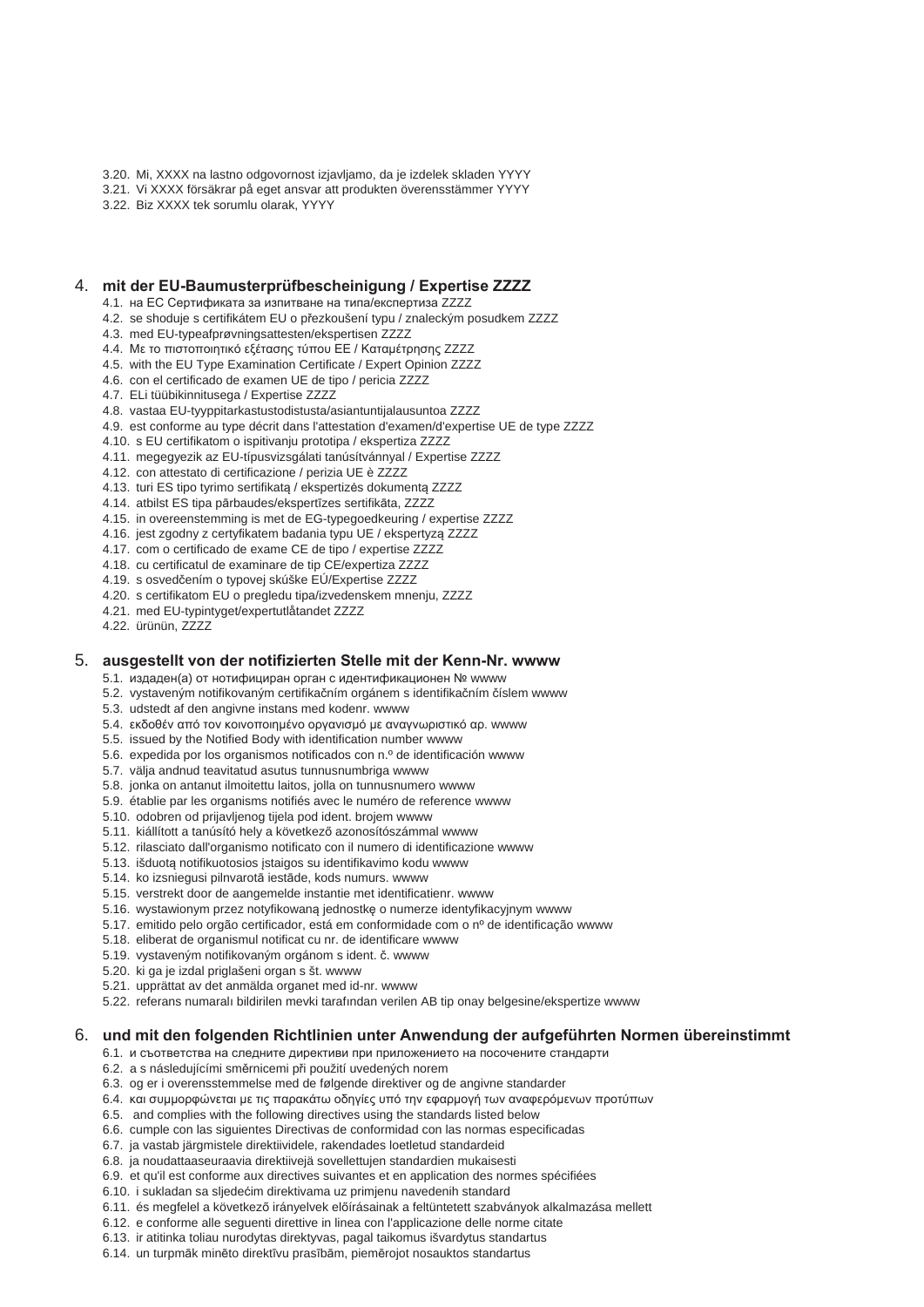3.20. Mi, XXXX na lastno odgovornost izjavljamo, da je izdelek skladen YYYY
3.21. Vi XXXX försäkrar på eget ansvar att produkten överensstämmer YYYY
3.22. Biz XXXX tek sorumlu olarak, YYYY

## 4. mit der EU-Baumusterprüfbescheinigung / Expertise ZZZZ

4.1. на ЕС Сертификата за изпитване на типа/експертиза ZZZZ
4.2. se shoduje s certifikátem EU o přezkoušení typu / znaleckým posudkem ZZZZ
4.3. med EU-typeafprøvningsattesten/ekspertisen ZZZZ
4.4. Με το πιστοποιητικό εξέτασης τύπου ΕΕ / Καταμέτρησης ZZZZ
4.5. with the EU Type Examination Certificate / Expert Opinion ZZZZ
4.6. con el certificado de examen UE de tipo / pericia ZZZZ
4.7. ELi tüübikinnitusega / Expertise ZZZZ
4.8. vastaa EU-tyyppitarkastustodistusta/asiantuntijalausuntoa ZZZZ
4.9. est conforme au type décrit dans l'attestation d'examen/d'expertise UE de type ZZZZ
4.10. s EU certifikatom o ispitivanju prototipa / ekspertiza ZZZZ
4.11. megegyezik az EU-típusvizsgálati tanúsítvánnyal / Expertise ZZZZ
4.12. con attestato di certificazione / perizia UE è ZZZZ
4.13. turi ES tipo tyrimo sertifikatą / ekspertizės dokumentą ZZZZ
4.14. atbilst ES tipa pārbaudes/ekspertīzes sertifikāta, ZZZZ
4.15. in overeenstemming is met de EG-typegoedkeuring / expertise ZZZZ
4.16. jest zgodny z certyfikatem badania typu UE / ekspertyzą ZZZZ
4.17. com o certificado de exame CE de tipo / expertise ZZZZ
4.18. cu certificatul de examinare de tip CE/expertiza ZZZZ
4.19. s osvedčením o typovej skúške EÚ/Expertise ZZZZ
4.20. s certifikatom EU o pregledu tipa/izvedenskem mnenju, ZZZZ
4.21. med EU-typintyget/expertutlåtandet ZZZZ
4.22. ürünün, ZZZZ

## 5. ausgestellt von der notifizierten Stelle mit der Kenn-Nr. wwww

5.1. издаден(а) от нотифициран орган с идентификационен № wwww
5.2. vystaveným notifikovaným certifikačním orgánem s identifikačním číslem wwww
5.3. udstedt af den angivne instans med kodenr. wwww
5.4. εκδοθέν από τον κοινοποιημένο οργανισμό με αναγνωριστικό αρ. wwww
5.5. issued by the Notified Body with identification number wwww
5.6. expedida por los organismos notificados con n.º de identificación wwww
5.7. välja andnud teavitatud asutus tunnusnumbriga wwww
5.8. jonka on antanut ilmoitettu laitos, jolla on tunnusnumero wwww
5.9. établie par les organisms notifiés avec le numéro de reference wwww
5.10. odobren od prijavljenog tijela pod ident. brojem wwww
5.11. kiállított a tanúsító hely a következő azonosítószámmal wwww
5.12. rilasciato dall'organismo notificato con il numero di identificazione wwww
5.13. išduotą notifikuotosios įstaigos su identifikavimo kodu wwww
5.14. ko izsniegusi pilnvarotā iestāde, kods numurs. wwww
5.15. verstrekt door de aangemelde instantie met identificatienr. wwww
5.16. wystawionym przez notyfikowaną jednostkę o numerze identyfikacyjnym wwww
5.17. emitido pelo orgão certificador, está em conformidade com o nº de identificação wwww
5.18. eliberat de organismul notificat cu nr. de identificare wwww
5.19. vystaveným notifikovaným orgánom s ident. č. wwww
5.20. ki ga je izdal priglašeni organ s št. wwww
5.21. upprättat av det anmälda organet med id-nr. wwww
5.22. referans numaralı bildirilen mevki tarafından verilen AB tip onay belgesine/ekspertize wwww

## 6. und mit den folgenden Richtlinien unter Anwendung der aufgeführten Normen übereinstimmt

6.1. и съответства на следните директиви при приложението на посочените стандарти
6.2. a s následujícími směrnicemi při použití uvedených norem
6.3. og er i overensstemmelse med de følgende direktiver og de angivne standarder
6.4. και συμμορφώνεται με τις παρακάτω οδηγίες υπό την εφαρμογή των αναφερόμενων προτύπων
6.5. and complies with the following directives using the standards listed below
6.6. cumple con las siguientes Directivas de conformidad con las normas especificadas
6.7. ja vastab järgmistele direktiividele, rakendades loetletud standardeid
6.8. ja noudattaaseuraavia direktiivejä sovellettujen standardien mukaisesti
6.9. et qu'il est conforme aux directives suivantes et en application des normes spécifiées
6.10. i sukladan sa sljedećim direktivama uz primjenu navedenih standard
6.11. és megfelel a következő irányelvek előírásainak a feltüntetett szabványok alkalmazása mellett
6.12. e conforme alle seguenti direttive in linea con l'applicazione delle norme citate
6.13. ir atitinka toliau nurodytas direktyvas, pagal taikomus išvardytus standartus
6.14. un turpmāk minēto direktīvu prasībām, piemērojot nosauktos standartus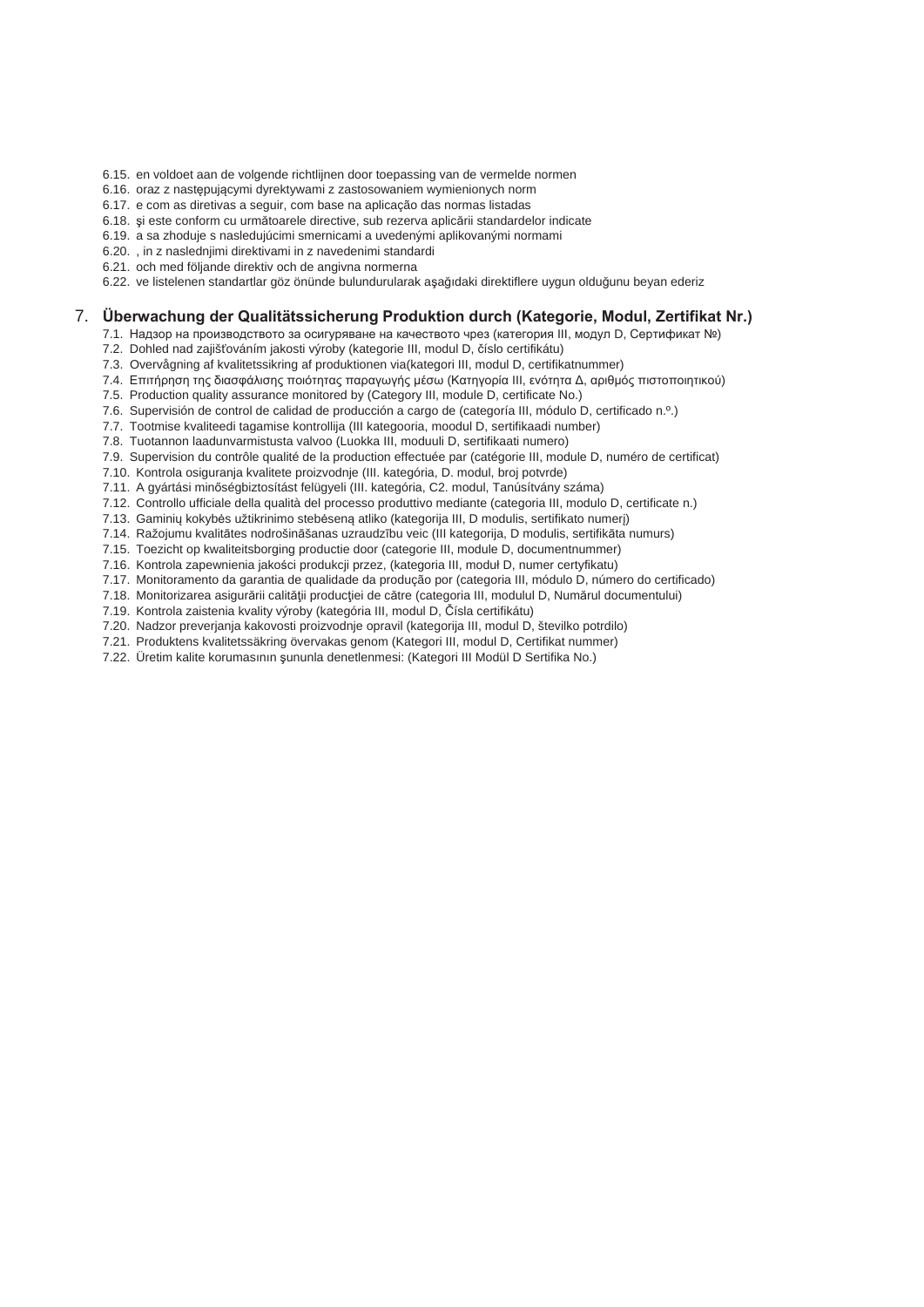6.15. en voldoet aan de volgende richtlijnen door toepassing van de vermelde normen
6.16. oraz z następującymi dyrektywami z zastosowaniem wymienionych norm
6.17. e com as diretivas a seguir, com base na aplicação das normas listadas
6.18. şi este conform cu următoarele directive, sub rezerva aplicării standardelor indicate
6.19. a sa zhoduje s nasledujúcimi smernicami a uvedenými aplikovanými normami
6.20. , in z naslednjimi direktivami in z navedenimi standardi
6.21. och med följande direktiv och de angivna normerna
6.22. ve listelenen standartlar göz önünde bulundurularak aşağıdaki direktiflere uygun olduğunu beyan ederiz

## 7. Überwachung der Qualitätssicherung Produktion durch (Kategorie, Modul, Zertifikat Nr.)

7.1. Надзор на производството за осигуряване на качеството чрез (категория III, модул D, Сертификат №)
7.2. Dohled nad zajišťováním jakosti výroby (kategorie III, modul D, číslo certifikátu)
7.3. Overvågning af kvalitetssikring af produktionen via(kategori III, modul D, certifikatnummer)
7.4. Επιτήρηση της διασφάλισης ποιότητας παραγωγής μέσω (Κατηγορία III, ενότητα Δ, αριθμός πιστοποιητικού)
7.5. Production quality assurance monitored by (Category III, module D, certificate No.)
7.6. Supervisión de control de calidad de producción a cargo de (categoría III, módulo D, certificado n.º.)
7.7. Tootmise kvaliteedi tagamise kontrollija (III kategooria, moodul D, sertifikaadi number)
7.8. Tuotannon laadunvarmistusta valvoo (Luokka III, moduuli D, sertifikaati numero)
7.9. Supervision du contrôle qualité de la production effectuée par (catégorie III, module D, numéro de certificat)
7.10. Kontrola osiguranja kvalitete proizvodnje (III. kategória, D. modul, broj potvrde)
7.11. A gyártási minőségbiztosítást felügyeli (III. kategória, C2. modul, Tanúsítvány száma)
7.12. Controllo ufficiale della qualità del processo produttivo mediante (categoria III, modulo D, certificate n.)
7.13. Gaminių kokybės užtikrinimo stebėseną atliko (kategorija III, D modulis, sertifikato numerį)
7.14. Ražojumu kvalitātes nodrošināšanas uzraudzību veic (III kategorija, D modulis, sertifikāta numurs)
7.15. Toezicht op kwaliteitsborging productie door (categorie III, module D, documentnummer)
7.16. Kontrola zapewnienia jakości produkcji przez, (kategoria III, moduł D, numer certyfikatu)
7.17. Monitoramento da garantia de qualidade da produção por (categoria III, módulo D, número do certificado)
7.18. Monitorizarea asigurării calităţii producţiei de către (categoria III, modulul D, Numărul documentului)
7.19. Kontrola zaistenia kvality výroby (kategória III, modul D, Čísla certifikátu)
7.20. Nadzor preverjanja kakovosti proizvodnje opravil (kategorija III, modul D, številko potrdilo)
7.21. Produktens kvalitetssäkring övervakas genom (Kategori III, modul D, Certifikat nummer)
7.22. Üretim kalite korumasının şununla denetlenmesi: (Kategori III Modül D Sertifika No.)